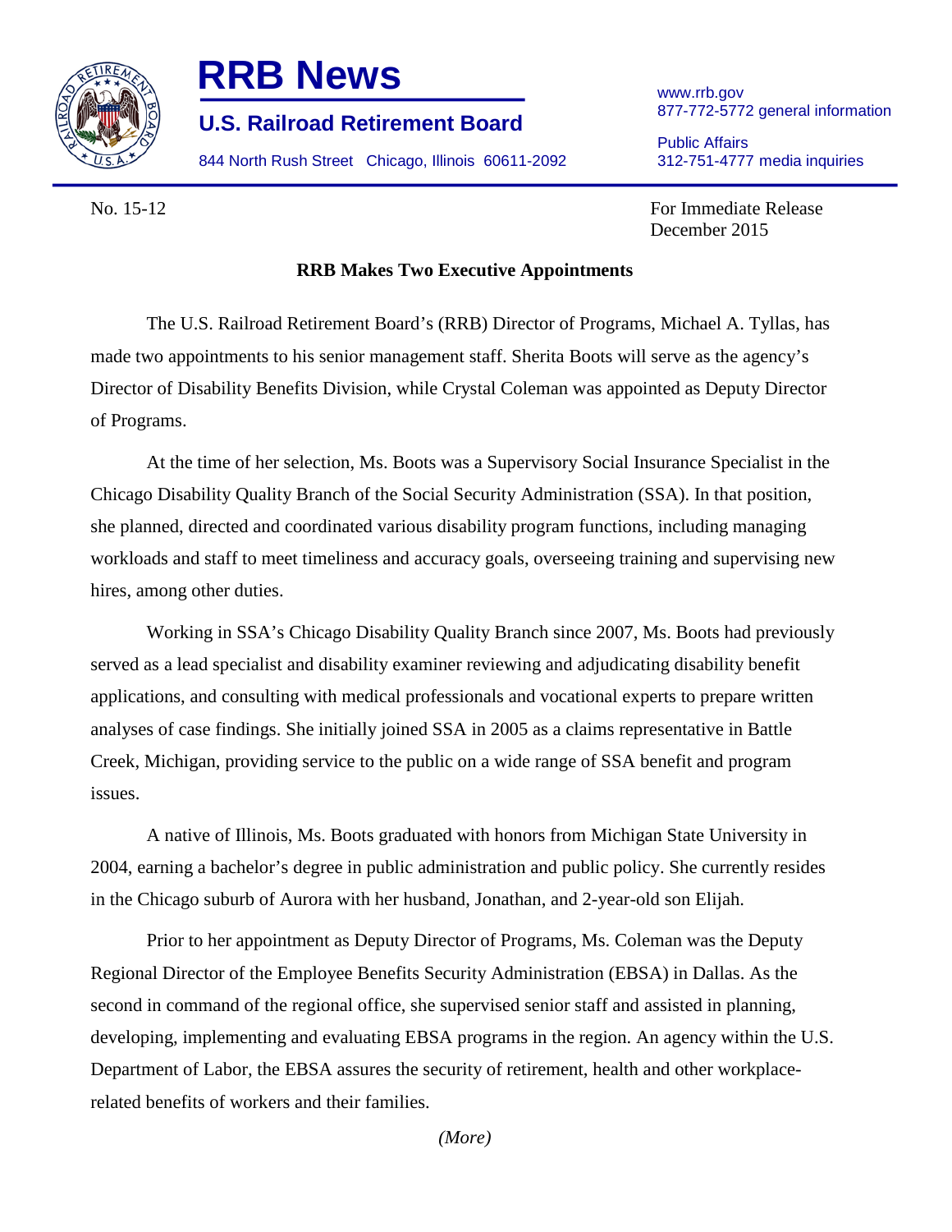# RRB News

## U.S. Railroad Retirement Board

844 North Rush Street Chicago, Illinois 60611-2092

www.rrb.gov
877-772-5772 general information

Public Affairs
312-751-4777 media inquiries

No. 15-12

For Immediate Release
December 2015

**RRB Makes Two Executive Appointments**

The U.S. Railroad Retirement Board's (RRB) Director of Programs, Michael A. Tyllas, has made two appointments to his senior management staff. Sherita Boots will serve as the agency's Director of Disability Benefits Division, while Crystal Coleman was appointed as Deputy Director of Programs.

At the time of her selection, Ms. Boots was a Supervisory Social Insurance Specialist in the Chicago Disability Quality Branch of the Social Security Administration (SSA). In that position, she planned, directed and coordinated various disability program functions, including managing workloads and staff to meet timeliness and accuracy goals, overseeing training and supervising new hires, among other duties.

Working in SSA's Chicago Disability Quality Branch since 2007, Ms. Boots had previously served as a lead specialist and disability examiner reviewing and adjudicating disability benefit applications, and consulting with medical professionals and vocational experts to prepare written analyses of case findings. She initially joined SSA in 2005 as a claims representative in Battle Creek, Michigan, providing service to the public on a wide range of SSA benefit and program issues.

A native of Illinois, Ms. Boots graduated with honors from Michigan State University in 2004, earning a bachelor's degree in public administration and public policy. She currently resides in the Chicago suburb of Aurora with her husband, Jonathan, and 2-year-old son Elijah.

Prior to her appointment as Deputy Director of Programs, Ms. Coleman was the Deputy Regional Director of the Employee Benefits Security Administration (EBSA) in Dallas. As the second in command of the regional office, she supervised senior staff and assisted in planning, developing, implementing and evaluating EBSA programs in the region. An agency within the U.S. Department of Labor, the EBSA assures the security of retirement, health and other workplace-related benefits of workers and their families.

*(More)*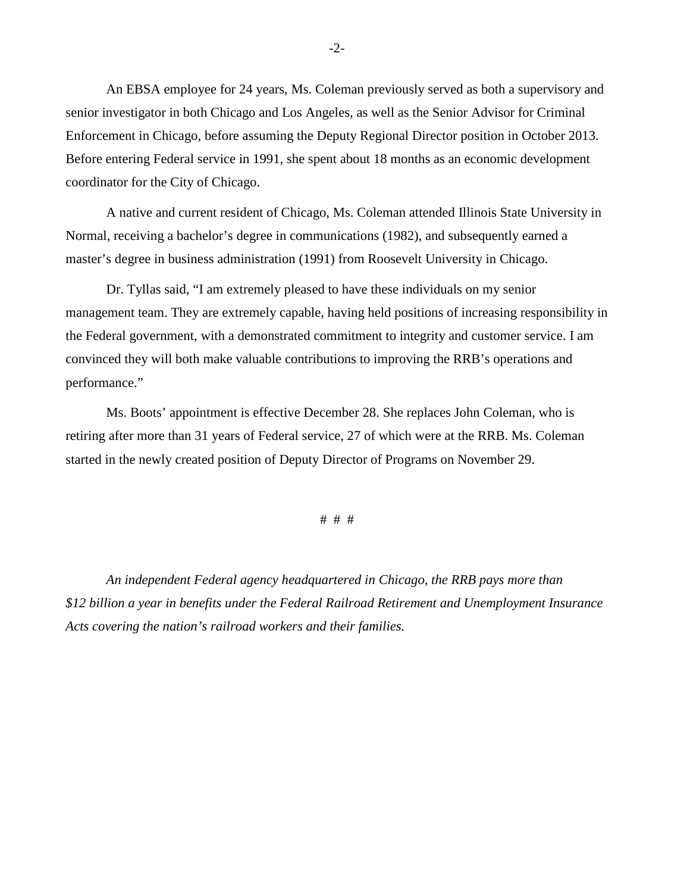An EBSA employee for 24 years, Ms. Coleman previously served as both a supervisory and senior investigator in both Chicago and Los Angeles, as well as the Senior Advisor for Criminal Enforcement in Chicago, before assuming the Deputy Regional Director position in October 2013. Before entering Federal service in 1991, she spent about 18 months as an economic development coordinator for the City of Chicago.

A native and current resident of Chicago, Ms. Coleman attended Illinois State University in Normal, receiving a bachelor's degree in communications (1982), and subsequently earned a master's degree in business administration (1991) from Roosevelt University in Chicago.

Dr. Tyllas said, "I am extremely pleased to have these individuals on my senior management team. They are extremely capable, having held positions of increasing responsibility in the Federal government, with a demonstrated commitment to integrity and customer service. I am convinced they will both make valuable contributions to improving the RRB's operations and performance."

Ms. Boots' appointment is effective December 28. She replaces John Coleman, who is retiring after more than 31 years of Federal service, 27 of which were at the RRB. Ms. Coleman started in the newly created position of Deputy Director of Programs on November 29.

# # #

*An independent Federal agency headquartered in Chicago, the RRB pays more than $12 billion a year in benefits under the Federal Railroad Retirement and Unemployment Insurance Acts covering the nation's railroad workers and their families.*